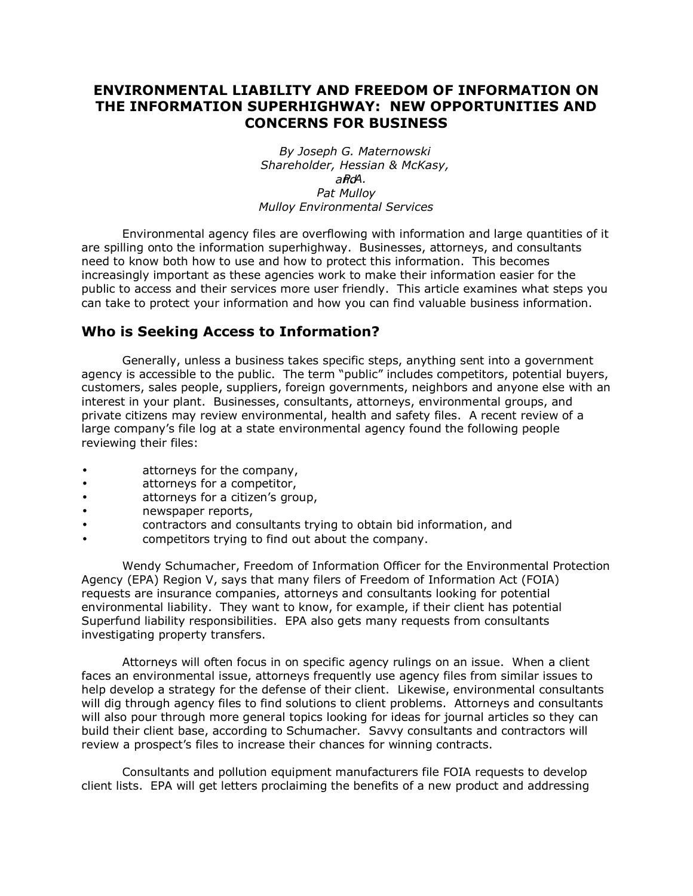# ENVIRONMENTAL LIABILITY AND FREEDOM OF INFORMATION ON THE INFORMATION SUPERHIGHWAY: NEW OPPORTUNITIES AND CONCERNS FOR BUSINESS

*By Joseph G. Maternowski*
*Shareholder, Hessian & McKasy, P.A.*
*and*
*Pat Mulloy*
*Mulloy Environmental Services*

Environmental agency files are overflowing with information and large quantities of it are spilling onto the information superhighway. Businesses, attorneys, and consultants need to know both how to use and how to protect this information. This becomes increasingly important as these agencies work to make their information easier for the public to access and their services more user friendly. This article examines what steps you can take to protect your information and how you can find valuable business information.

## Who is Seeking Access to Information?

Generally, unless a business takes specific steps, anything sent into a government agency is accessible to the public. The term "public" includes competitors, potential buyers, customers, sales people, suppliers, foreign governments, neighbors and anyone else with an interest in your plant. Businesses, consultants, attorneys, environmental groups, and private citizens may review environmental, health and safety files. A recent review of a large company's file log at a state environmental agency found the following people reviewing their files:

- attorneys for the company,
- attorneys for a competitor,
- attorneys for a citizen's group,
- newspaper reports,
- contractors and consultants trying to obtain bid information, and
- competitors trying to find out about the company.

Wendy Schumacher, Freedom of Information Officer for the Environmental Protection Agency (EPA) Region V, says that many filers of Freedom of Information Act (FOIA) requests are insurance companies, attorneys and consultants looking for potential environmental liability. They want to know, for example, if their client has potential Superfund liability responsibilities. EPA also gets many requests from consultants investigating property transfers.

Attorneys will often focus in on specific agency rulings on an issue. When a client faces an environmental issue, attorneys frequently use agency files from similar issues to help develop a strategy for the defense of their client. Likewise, environmental consultants will dig through agency files to find solutions to client problems. Attorneys and consultants will also pour through more general topics looking for ideas for journal articles so they can build their client base, according to Schumacher. Savvy consultants and contractors will review a prospect's files to increase their chances for winning contracts.

Consultants and pollution equipment manufacturers file FOIA requests to develop client lists. EPA will get letters proclaiming the benefits of a new product and addressing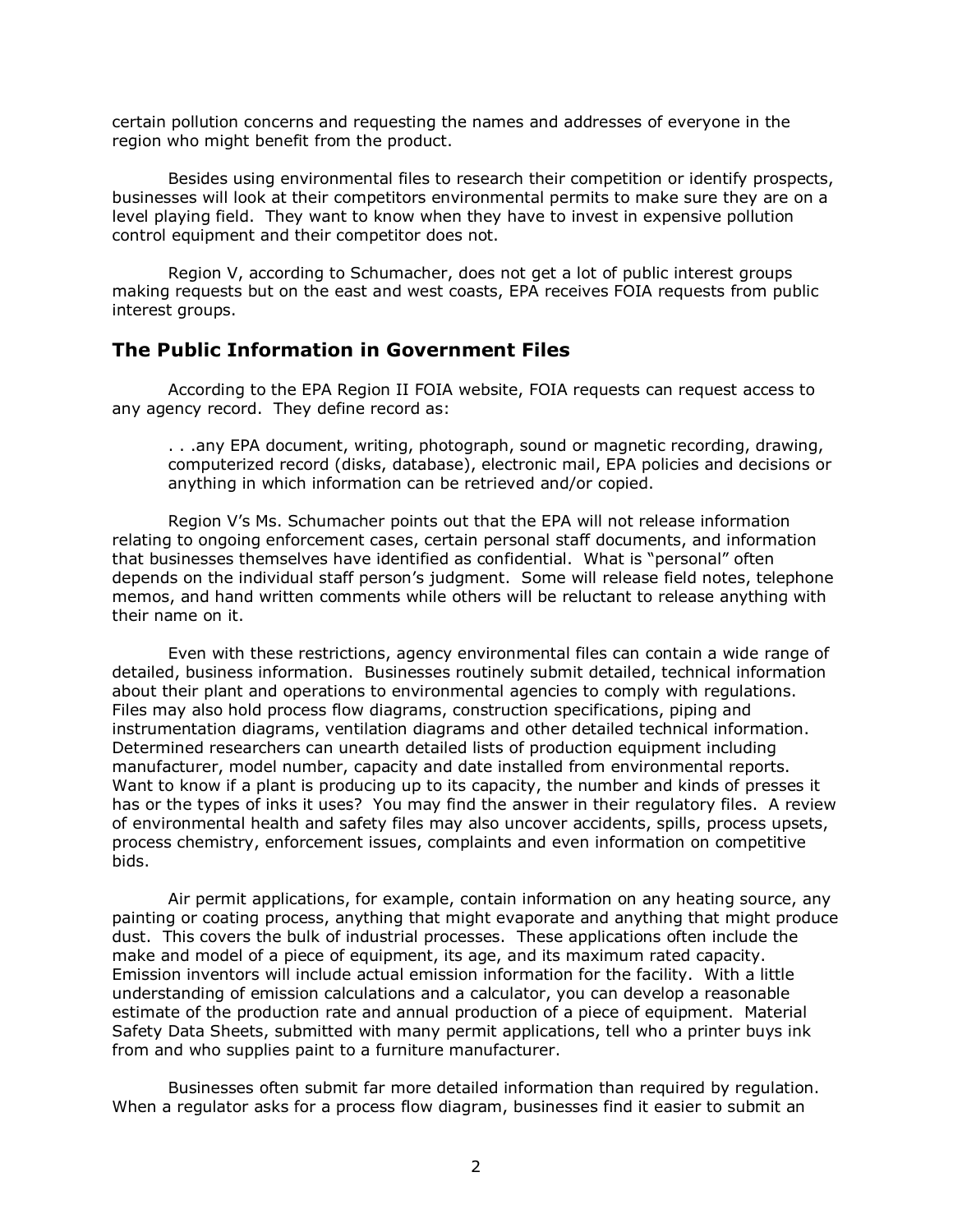certain pollution concerns and requesting the names and addresses of everyone in the region who might benefit from the product.

Besides using environmental files to research their competition or identify prospects, businesses will look at their competitors environmental permits to make sure they are on a level playing field. They want to know when they have to invest in expensive pollution control equipment and their competitor does not.

Region V, according to Schumacher, does not get a lot of public interest groups making requests but on the east and west coasts, EPA receives FOIA requests from public interest groups.

## The Public Information in Government Files

According to the EPA Region II FOIA website, FOIA requests can request access to any agency record. They define record as:

> . . .any EPA document, writing, photograph, sound or magnetic recording, drawing, computerized record (disks, database), electronic mail, EPA policies and decisions or anything in which information can be retrieved and/or copied.

Region V's Ms. Schumacher points out that the EPA will not release information relating to ongoing enforcement cases, certain personal staff documents, and information that businesses themselves have identified as confidential. What is "personal" often depends on the individual staff person's judgment. Some will release field notes, telephone memos, and hand written comments while others will be reluctant to release anything with their name on it.

Even with these restrictions, agency environmental files can contain a wide range of detailed, business information. Businesses routinely submit detailed, technical information about their plant and operations to environmental agencies to comply with regulations. Files may also hold process flow diagrams, construction specifications, piping and instrumentation diagrams, ventilation diagrams and other detailed technical information. Determined researchers can unearth detailed lists of production equipment including manufacturer, model number, capacity and date installed from environmental reports. Want to know if a plant is producing up to its capacity, the number and kinds of presses it has or the types of inks it uses? You may find the answer in their regulatory files. A review of environmental health and safety files may also uncover accidents, spills, process upsets, process chemistry, enforcement issues, complaints and even information on competitive bids.

Air permit applications, for example, contain information on any heating source, any painting or coating process, anything that might evaporate and anything that might produce dust. This covers the bulk of industrial processes. These applications often include the make and model of a piece of equipment, its age, and its maximum rated capacity. Emission inventors will include actual emission information for the facility. With a little understanding of emission calculations and a calculator, you can develop a reasonable estimate of the production rate and annual production of a piece of equipment. Material Safety Data Sheets, submitted with many permit applications, tell who a printer buys ink from and who supplies paint to a furniture manufacturer.

Businesses often submit far more detailed information than required by regulation. When a regulator asks for a process flow diagram, businesses find it easier to submit an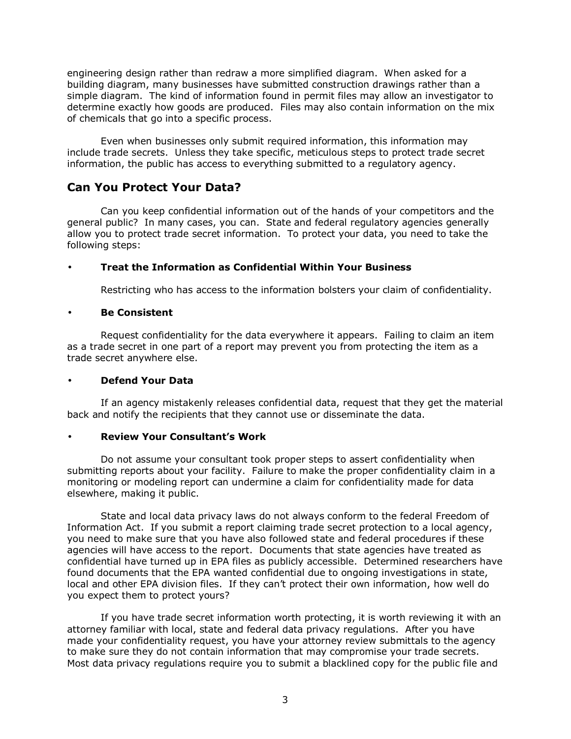engineering design rather than redraw a more simplified diagram. When asked for a building diagram, many businesses have submitted construction drawings rather than a simple diagram. The kind of information found in permit files may allow an investigator to determine exactly how goods are produced. Files may also contain information on the mix of chemicals that go into a specific process.

Even when businesses only submit required information, this information may include trade secrets. Unless they take specific, meticulous steps to protect trade secret information, the public has access to everything submitted to a regulatory agency.

## Can You Protect Your Data?

Can you keep confidential information out of the hands of your competitors and the general public? In many cases, you can. State and federal regulatory agencies generally allow you to protect trade secret information. To protect your data, you need to take the following steps:

- **Treat the Information as Confidential Within Your Business**

  Restricting who has access to the information bolsters your claim of confidentiality.

- **Be Consistent**

  Request confidentiality for the data everywhere it appears. Failing to claim an item as a trade secret in one part of a report may prevent you from protecting the item as a trade secret anywhere else.

- **Defend Your Data**

  If an agency mistakenly releases confidential data, request that they get the material back and notify the recipients that they cannot use or disseminate the data.

- **Review Your Consultant's Work**

  Do not assume your consultant took proper steps to assert confidentiality when submitting reports about your facility. Failure to make the proper confidentiality claim in a monitoring or modeling report can undermine a claim for confidentiality made for data elsewhere, making it public.

State and local data privacy laws do not always conform to the federal Freedom of Information Act. If you submit a report claiming trade secret protection to a local agency, you need to make sure that you have also followed state and federal procedures if these agencies will have access to the report. Documents that state agencies have treated as confidential have turned up in EPA files as publicly accessible. Determined researchers have found documents that the EPA wanted confidential due to ongoing investigations in state, local and other EPA division files. If they can't protect their own information, how well do you expect them to protect yours?

If you have trade secret information worth protecting, it is worth reviewing it with an attorney familiar with local, state and federal data privacy regulations. After you have made your confidentiality request, you have your attorney review submittals to the agency to make sure they do not contain information that may compromise your trade secrets. Most data privacy regulations require you to submit a blacklined copy for the public file and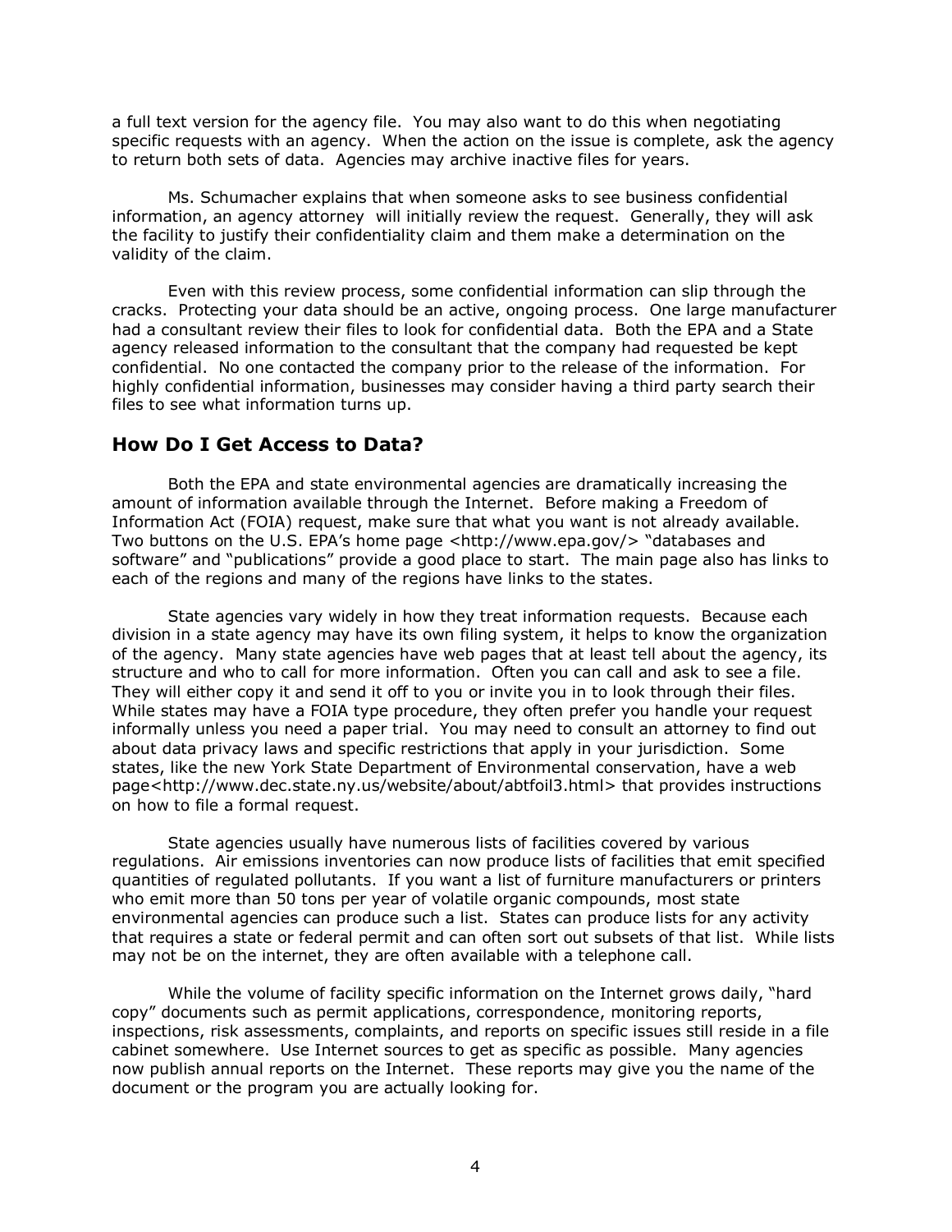a full text version for the agency file. You may also want to do this when negotiating specific requests with an agency. When the action on the issue is complete, ask the agency to return both sets of data. Agencies may archive inactive files for years.

Ms. Schumacher explains that when someone asks to see business confidential information, an agency attorney will initially review the request. Generally, they will ask the facility to justify their confidentiality claim and them make a determination on the validity of the claim.

Even with this review process, some confidential information can slip through the cracks. Protecting your data should be an active, ongoing process. One large manufacturer had a consultant review their files to look for confidential data. Both the EPA and a State agency released information to the consultant that the company had requested be kept confidential. No one contacted the company prior to the release of the information. For highly confidential information, businesses may consider having a third party search their files to see what information turns up.

## How Do I Get Access to Data?

Both the EPA and state environmental agencies are dramatically increasing the amount of information available through the Internet. Before making a Freedom of Information Act (FOIA) request, make sure that what you want is not already available. Two buttons on the U.S. EPA's home page <http://www.epa.gov/> "databases and software" and "publications" provide a good place to start. The main page also has links to each of the regions and many of the regions have links to the states.

State agencies vary widely in how they treat information requests. Because each division in a state agency may have its own filing system, it helps to know the organization of the agency. Many state agencies have web pages that at least tell about the agency, its structure and who to call for more information. Often you can call and ask to see a file. They will either copy it and send it off to you or invite you in to look through their files. While states may have a FOIA type procedure, they often prefer you handle your request informally unless you need a paper trial. You may need to consult an attorney to find out about data privacy laws and specific restrictions that apply in your jurisdiction. Some states, like the new York State Department of Environmental conservation, have a web page<http://www.dec.state.ny.us/website/about/abtfoil3.html> that provides instructions on how to file a formal request.

State agencies usually have numerous lists of facilities covered by various regulations. Air emissions inventories can now produce lists of facilities that emit specified quantities of regulated pollutants. If you want a list of furniture manufacturers or printers who emit more than 50 tons per year of volatile organic compounds, most state environmental agencies can produce such a list. States can produce lists for any activity that requires a state or federal permit and can often sort out subsets of that list. While lists may not be on the internet, they are often available with a telephone call.

While the volume of facility specific information on the Internet grows daily, "hard copy" documents such as permit applications, correspondence, monitoring reports, inspections, risk assessments, complaints, and reports on specific issues still reside in a file cabinet somewhere. Use Internet sources to get as specific as possible. Many agencies now publish annual reports on the Internet. These reports may give you the name of the document or the program you are actually looking for.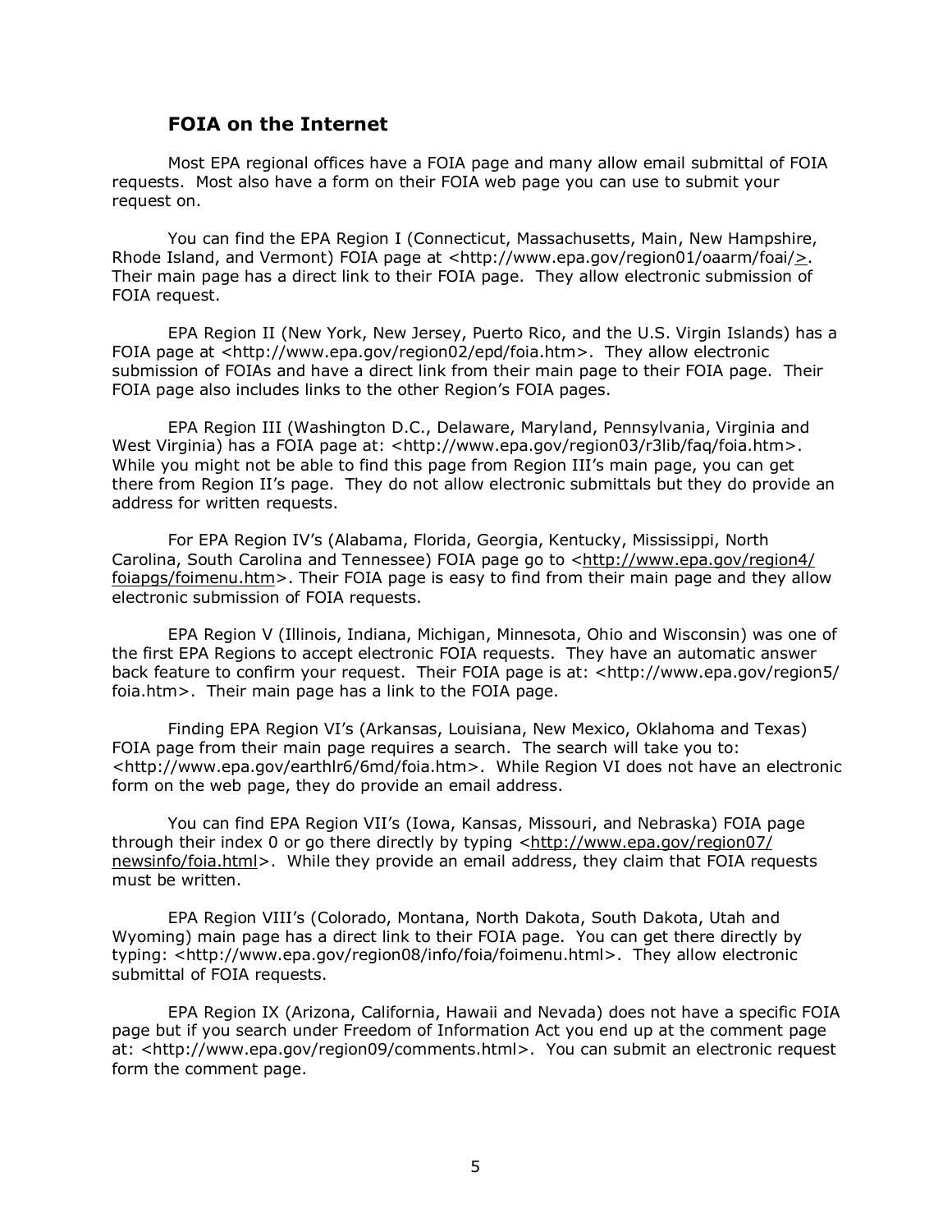## FOIA on the Internet

Most EPA regional offices have a FOIA page and many allow email submittal of FOIA requests. Most also have a form on their FOIA web page you can use to submit your request on.

You can find the EPA Region I (Connecticut, Massachusetts, Main, New Hampshire, Rhode Island, and Vermont) FOIA page at <http://www.epa.gov/region01/oaarm/foai/>. Their main page has a direct link to their FOIA page. They allow electronic submission of FOIA request.

EPA Region II (New York, New Jersey, Puerto Rico, and the U.S. Virgin Islands) has a FOIA page at <http://www.epa.gov/region02/epd/foia.htm>. They allow electronic submission of FOIAs and have a direct link from their main page to their FOIA page. Their FOIA page also includes links to the other Region's FOIA pages.

EPA Region III (Washington D.C., Delaware, Maryland, Pennsylvania, Virginia and West Virginia) has a FOIA page at: <http://www.epa.gov/region03/r3lib/faq/foia.htm>. While you might not be able to find this page from Region III's main page, you can get there from Region II's page. They do not allow electronic submittals but they do provide an address for written requests.

For EPA Region IV's (Alabama, Florida, Georgia, Kentucky, Mississippi, North Carolina, South Carolina and Tennessee) FOIA page go to <http://www.epa.gov/region4/foiapgs/foimenu.htm>. Their FOIA page is easy to find from their main page and they allow electronic submission of FOIA requests.

EPA Region V (Illinois, Indiana, Michigan, Minnesota, Ohio and Wisconsin) was one of the first EPA Regions to accept electronic FOIA requests. They have an automatic answer back feature to confirm your request. Their FOIA page is at: <http://www.epa.gov/region5/foia.htm>. Their main page has a link to the FOIA page.

Finding EPA Region VI's (Arkansas, Louisiana, New Mexico, Oklahoma and Texas) FOIA page from their main page requires a search. The search will take you to: <http://www.epa.gov/earthlr6/6md/foia.htm>. While Region VI does not have an electronic form on the web page, they do provide an email address.

You can find EPA Region VII's (Iowa, Kansas, Missouri, and Nebraska) FOIA page through their index 0 or go there directly by typing <http://www.epa.gov/region07/newsinfo/foia.html>. While they provide an email address, they claim that FOIA requests must be written.

EPA Region VIII's (Colorado, Montana, North Dakota, South Dakota, Utah and Wyoming) main page has a direct link to their FOIA page. You can get there directly by typing: <http://www.epa.gov/region08/info/foia/foimenu.html>. They allow electronic submittal of FOIA requests.

EPA Region IX (Arizona, California, Hawaii and Nevada) does not have a specific FOIA page but if you search under Freedom of Information Act you end up at the comment page at: <http://www.epa.gov/region09/comments.html>. You can submit an electronic request form the comment page.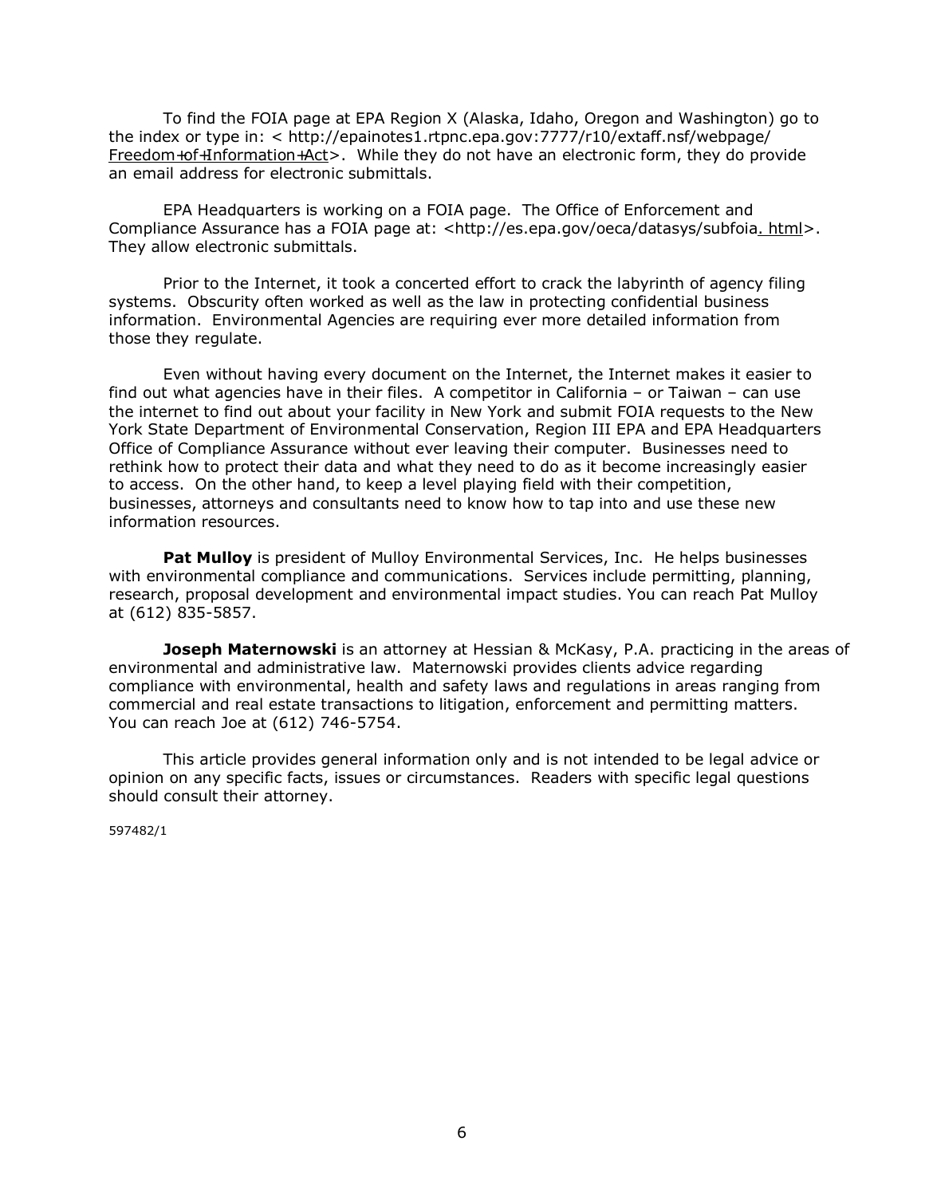To find the FOIA page at EPA Region X (Alaska, Idaho, Oregon and Washington) go to the index or type in: < http://epainotes1.rtpnc.epa.gov:7777/r10/extaff.nsf/webpage/ Freedom+of+Information+Act>. While they do not have an electronic form, they do provide an email address for electronic submittals.

EPA Headquarters is working on a FOIA page. The Office of Enforcement and Compliance Assurance has a FOIA page at: <http://es.epa.gov/oeca/datasys/subfoia. html>. They allow electronic submittals.

Prior to the Internet, it took a concerted effort to crack the labyrinth of agency filing systems. Obscurity often worked as well as the law in protecting confidential business information. Environmental Agencies are requiring ever more detailed information from those they regulate.

Even without having every document on the Internet, the Internet makes it easier to find out what agencies have in their files. A competitor in California – or Taiwan – can use the internet to find out about your facility in New York and submit FOIA requests to the New York State Department of Environmental Conservation, Region III EPA and EPA Headquarters Office of Compliance Assurance without ever leaving their computer. Businesses need to rethink how to protect their data and what they need to do as it become increasingly easier to access. On the other hand, to keep a level playing field with their competition, businesses, attorneys and consultants need to know how to tap into and use these new information resources.

**Pat Mulloy** is president of Mulloy Environmental Services, Inc. He helps businesses with environmental compliance and communications. Services include permitting, planning, research, proposal development and environmental impact studies. You can reach Pat Mulloy at (612) 835-5857.

**Joseph Maternowski** is an attorney at Hessian & McKasy, P.A. practicing in the areas of environmental and administrative law. Maternowski provides clients advice regarding compliance with environmental, health and safety laws and regulations in areas ranging from commercial and real estate transactions to litigation, enforcement and permitting matters. You can reach Joe at (612) 746-5754.

This article provides general information only and is not intended to be legal advice or opinion on any specific facts, issues or circumstances. Readers with specific legal questions should consult their attorney.

597482/1